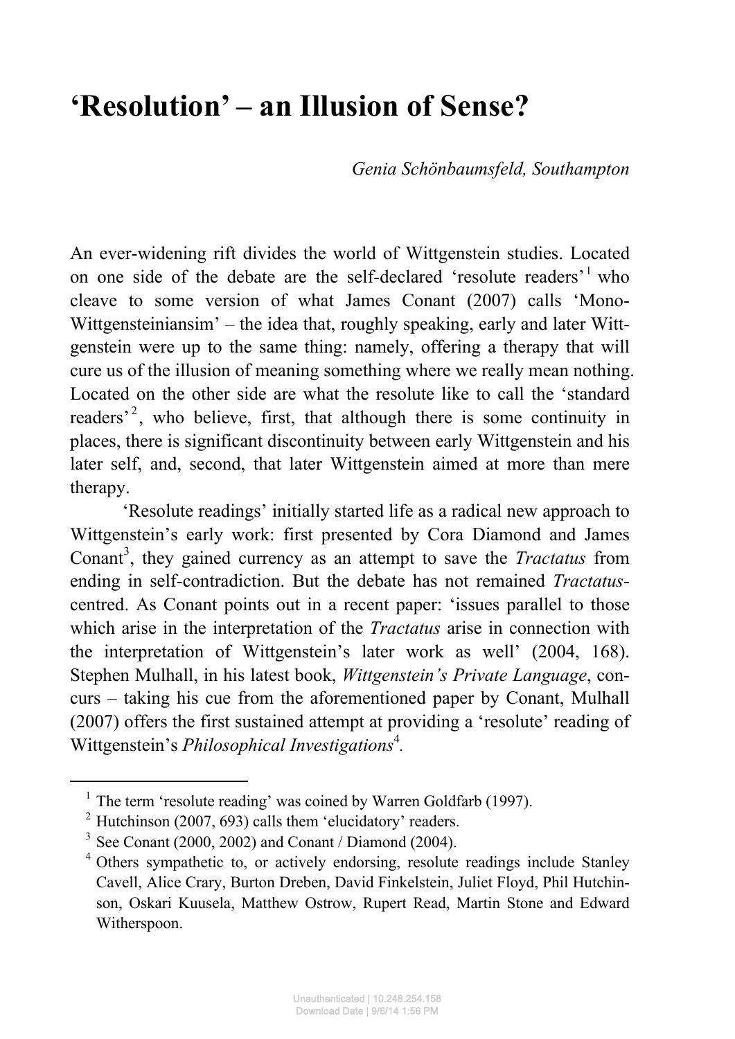# 'Resolution' – an Illusion of Sense?

*Genia Schönbaumsfeld, Southampton*

An ever-widening rift divides the world of Wittgenstein studies. Located on one side of the debate are the self-declared 'resolute readers'[1] who cleave to some version of what James Conant (2007) calls 'Mono-Wittgensteiniansim' – the idea that, roughly speaking, early and later Wittgenstein were up to the same thing: namely, offering a therapy that will cure us of the illusion of meaning something where we really mean nothing. Located on the other side are what the resolute like to call the 'standard readers'[2], who believe, first, that although there is some continuity in places, there is significant discontinuity between early Wittgenstein and his later self, and, second, that later Wittgenstein aimed at more than mere therapy.

'Resolute readings' initially started life as a radical new approach to Wittgenstein's early work: first presented by Cora Diamond and James Conant[3], they gained currency as an attempt to save the *Tractatus* from ending in self-contradiction. But the debate has not remained *Tractatus*-centred. As Conant points out in a recent paper: 'issues parallel to those which arise in the interpretation of the *Tractatus* arise in connection with the interpretation of Wittgenstein's later work as well' (2004, 168). Stephen Mulhall, in his latest book, *Wittgenstein's Private Language*, concurs – taking his cue from the aforementioned paper by Conant, Mulhall (2007) offers the first sustained attempt at providing a 'resolute' reading of Wittgenstein's *Philosophical Investigations*[4].

---

[1] The term 'resolute reading' was coined by Warren Goldfarb (1997).

[2] Hutchinson (2007, 693) calls them 'elucidatory' readers.

[3] See Conant (2000, 2002) and Conant / Diamond (2004).

[4] Others sympathetic to, or actively endorsing, resolute readings include Stanley Cavell, Alice Crary, Burton Dreben, David Finkelstein, Juliet Floyd, Phil Hutchinson, Oskari Kuusela, Matthew Ostrow, Rupert Read, Martin Stone and Edward Witherspoon.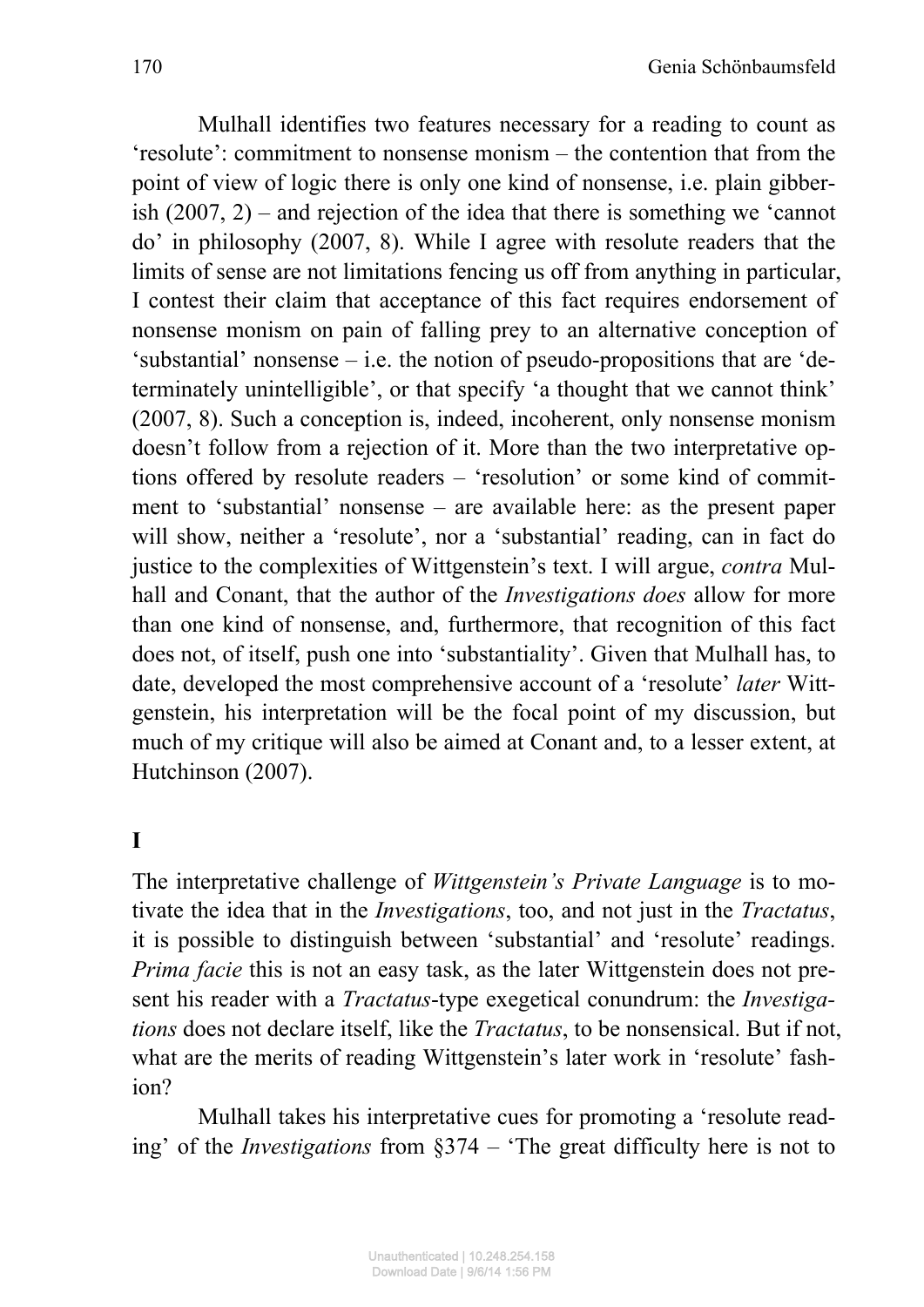Mulhall identifies two features necessary for a reading to count as 'resolute': commitment to nonsense monism – the contention that from the point of view of logic there is only one kind of nonsense, i.e. plain gibberish (2007, 2) – and rejection of the idea that there is something we 'cannot do' in philosophy (2007, 8). While I agree with resolute readers that the limits of sense are not limitations fencing us off from anything in particular, I contest their claim that acceptance of this fact requires endorsement of nonsense monism on pain of falling prey to an alternative conception of 'substantial' nonsense – i.e. the notion of pseudo-propositions that are 'determinately unintelligible', or that specify 'a thought that we cannot think' (2007, 8). Such a conception is, indeed, incoherent, only nonsense monism doesn't follow from a rejection of it. More than the two interpretative options offered by resolute readers – 'resolution' or some kind of commitment to 'substantial' nonsense – are available here: as the present paper will show, neither a 'resolute', nor a 'substantial' reading, can in fact do justice to the complexities of Wittgenstein's text. I will argue, *contra* Mulhall and Conant, that the author of the *Investigations does* allow for more than one kind of nonsense, and, furthermore, that recognition of this fact does not, of itself, push one into 'substantiality'. Given that Mulhall has, to date, developed the most comprehensive account of a 'resolute' *later* Wittgenstein, his interpretation will be the focal point of my discussion, but much of my critique will also be aimed at Conant and, to a lesser extent, at Hutchinson (2007).

## I

The interpretative challenge of *Wittgenstein's Private Language* is to motivate the idea that in the *Investigations*, too, and not just in the *Tractatus*, it is possible to distinguish between 'substantial' and 'resolute' readings. *Prima facie* this is not an easy task, as the later Wittgenstein does not present his reader with a *Tractatus*-type exegetical conundrum: the *Investigations* does not declare itself, like the *Tractatus*, to be nonsensical. But if not, what are the merits of reading Wittgenstein's later work in 'resolute' fashion?

Mulhall takes his interpretative cues for promoting a 'resolute reading' of the *Investigations* from §374 – 'The great difficulty here is not to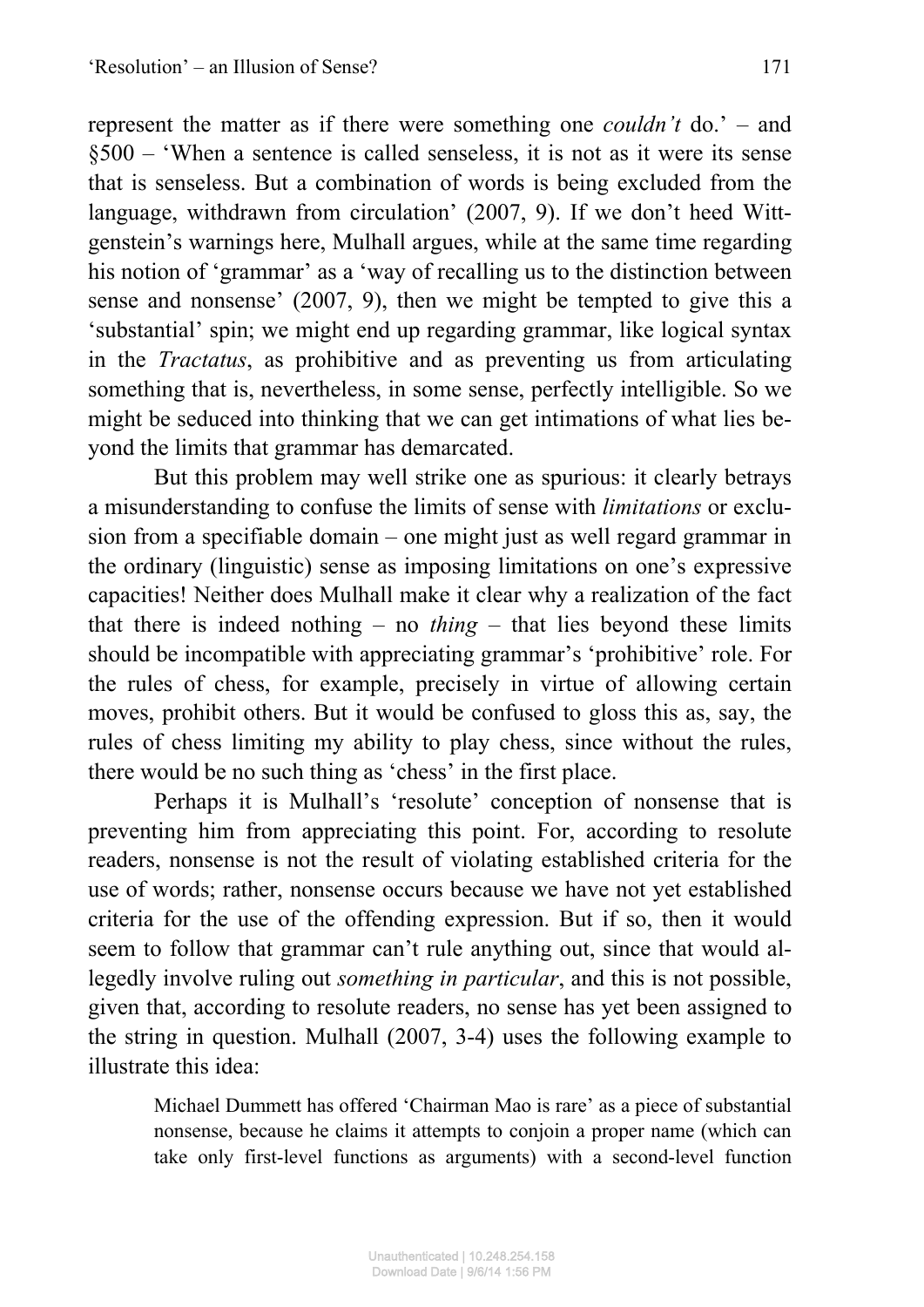represent the matter as if there were something one *couldn't* do.' – and §500 – 'When a sentence is called senseless, it is not as it were its sense that is senseless. But a combination of words is being excluded from the language, withdrawn from circulation' (2007, 9). If we don't heed Wittgenstein's warnings here, Mulhall argues, while at the same time regarding his notion of 'grammar' as a 'way of recalling us to the distinction between sense and nonsense' (2007, 9), then we might be tempted to give this a 'substantial' spin; we might end up regarding grammar, like logical syntax in the *Tractatus*, as prohibitive and as preventing us from articulating something that is, nevertheless, in some sense, perfectly intelligible. So we might be seduced into thinking that we can get intimations of what lies beyond the limits that grammar has demarcated.

But this problem may well strike one as spurious: it clearly betrays a misunderstanding to confuse the limits of sense with *limitations* or exclusion from a specifiable domain – one might just as well regard grammar in the ordinary (linguistic) sense as imposing limitations on one's expressive capacities! Neither does Mulhall make it clear why a realization of the fact that there is indeed nothing – no *thing* – that lies beyond these limits should be incompatible with appreciating grammar's 'prohibitive' role. For the rules of chess, for example, precisely in virtue of allowing certain moves, prohibit others. But it would be confused to gloss this as, say, the rules of chess limiting my ability to play chess, since without the rules, there would be no such thing as 'chess' in the first place.

Perhaps it is Mulhall's 'resolute' conception of nonsense that is preventing him from appreciating this point. For, according to resolute readers, nonsense is not the result of violating established criteria for the use of words; rather, nonsense occurs because we have not yet established criteria for the use of the offending expression. But if so, then it would seem to follow that grammar can't rule anything out, since that would allegedly involve ruling out *something in particular*, and this is not possible, given that, according to resolute readers, no sense has yet been assigned to the string in question. Mulhall (2007, 3-4) uses the following example to illustrate this idea:

> Michael Dummett has offered 'Chairman Mao is rare' as a piece of substantial nonsense, because he claims it attempts to conjoin a proper name (which can take only first-level functions as arguments) with a second-level function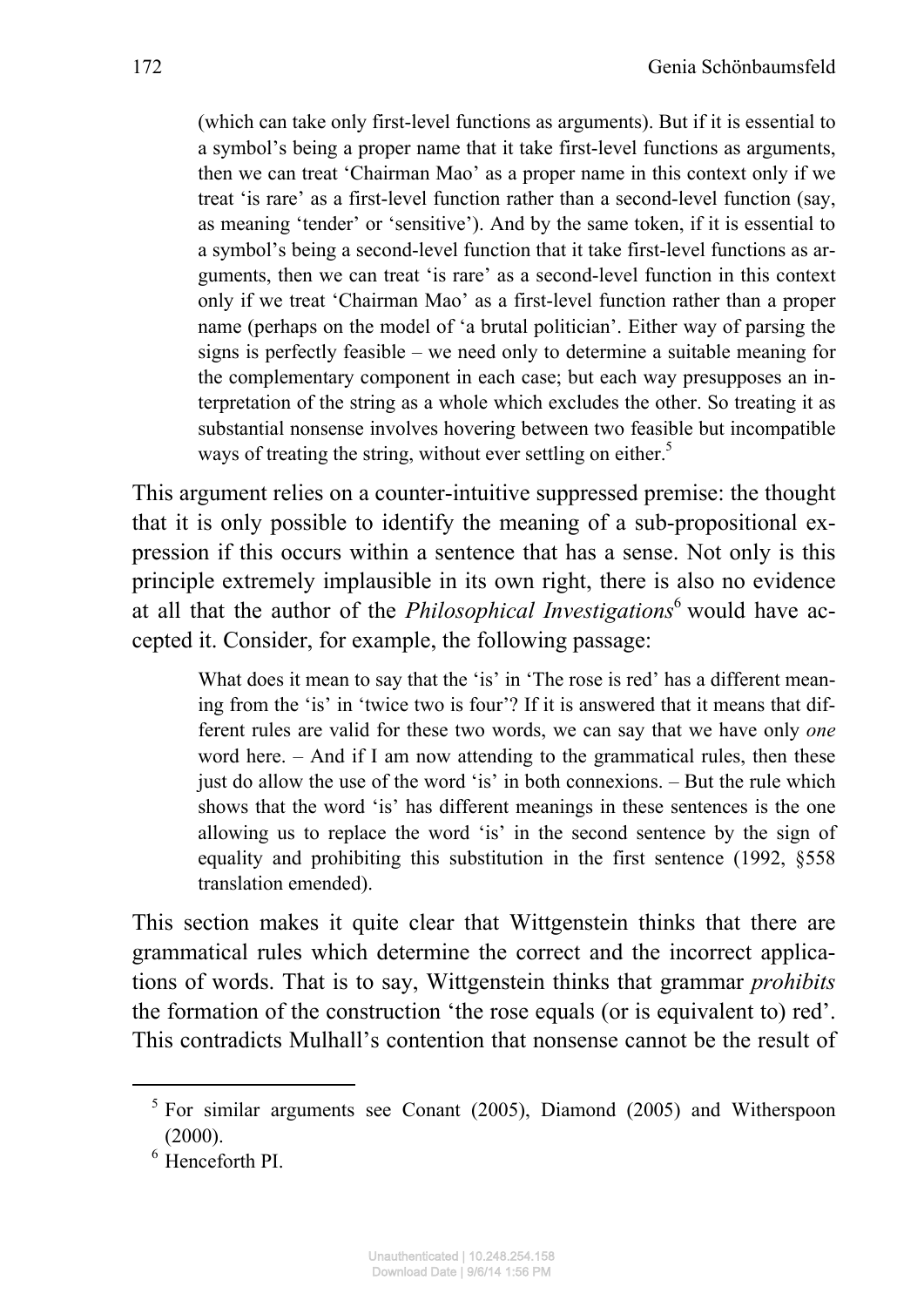> (which can take only first-level functions as arguments). But if it is essential to a symbol's being a proper name that it take first-level functions as arguments, then we can treat 'Chairman Mao' as a proper name in this context only if we treat 'is rare' as a first-level function rather than a second-level function (say, as meaning 'tender' or 'sensitive'). And by the same token, if it is essential to a symbol's being a second-level function that it take first-level functions as arguments, then we can treat 'is rare' as a second-level function in this context only if we treat 'Chairman Mao' as a first-level function rather than a proper name (perhaps on the model of 'a brutal politician'. Either way of parsing the signs is perfectly feasible – we need only to determine a suitable meaning for the complementary component in each case; but each way presupposes an interpretation of the string as a whole which excludes the other. So treating it as substantial nonsense involves hovering between two feasible but incompatible ways of treating the string, without ever settling on either.[5]

This argument relies on a counter-intuitive suppressed premise: the thought that it is only possible to identify the meaning of a sub-propositional expression if this occurs within a sentence that has a sense. Not only is this principle extremely implausible in its own right, there is also no evidence at all that the author of the *Philosophical Investigations*[6] would have accepted it. Consider, for example, the following passage:

> What does it mean to say that the 'is' in 'The rose is red' has a different meaning from the 'is' in 'twice two is four'? If it is answered that it means that different rules are valid for these two words, we can say that we have only *one* word here. – And if I am now attending to the grammatical rules, then these just do allow the use of the word 'is' in both connexions. – But the rule which shows that the word 'is' has different meanings in these sentences is the one allowing us to replace the word 'is' in the second sentence by the sign of equality and prohibiting this substitution in the first sentence (1992, §558 translation emended).

This section makes it quite clear that Wittgenstein thinks that there are grammatical rules which determine the correct and the incorrect applications of words. That is to say, Wittgenstein thinks that grammar *prohibits* the formation of the construction 'the rose equals (or is equivalent to) red'. This contradicts Mulhall's contention that nonsense cannot be the result of

[5] For similar arguments see Conant (2005), Diamond (2005) and Witherspoon (2000).

[6] Henceforth PI.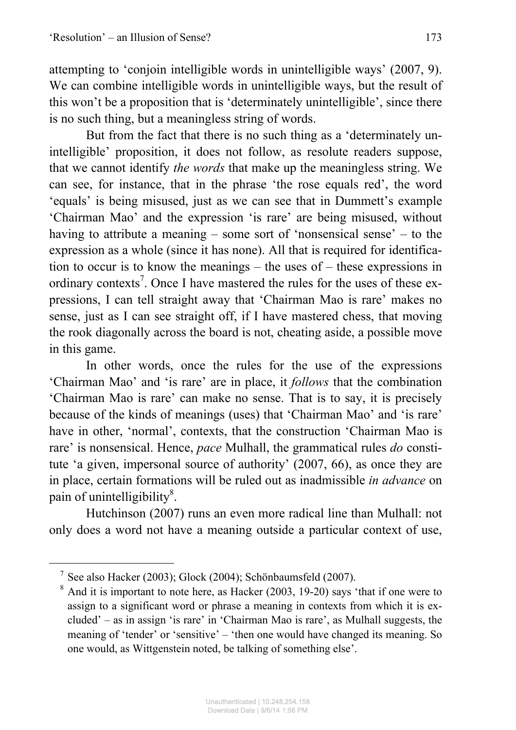attempting to 'conjoin intelligible words in unintelligible ways' (2007, 9). We can combine intelligible words in unintelligible ways, but the result of this won't be a proposition that is 'determinately unintelligible', since there is no such thing, but a meaningless string of words.

But from the fact that there is no such thing as a 'determinately unintelligible' proposition, it does not follow, as resolute readers suppose, that we cannot identify *the words* that make up the meaningless string. We can see, for instance, that in the phrase 'the rose equals red', the word 'equals' is being misused, just as we can see that in Dummett's example 'Chairman Mao' and the expression 'is rare' are being misused, without having to attribute a meaning – some sort of 'nonsensical sense' – to the expression as a whole (since it has none). All that is required for identification to occur is to know the meanings – the uses of – these expressions in ordinary contexts[7]. Once I have mastered the rules for the uses of these expressions, I can tell straight away that 'Chairman Mao is rare' makes no sense, just as I can see straight off, if I have mastered chess, that moving the rook diagonally across the board is not, cheating aside, a possible move in this game.

In other words, once the rules for the use of the expressions 'Chairman Mao' and 'is rare' are in place, it *follows* that the combination 'Chairman Mao is rare' can make no sense. That is to say, it is precisely because of the kinds of meanings (uses) that 'Chairman Mao' and 'is rare' have in other, 'normal', contexts, that the construction 'Chairman Mao is rare' is nonsensical. Hence, *pace* Mulhall, the grammatical rules *do* constitute 'a given, impersonal source of authority' (2007, 66), as once they are in place, certain formations will be ruled out as inadmissible *in advance* on pain of unintelligibility[8].

Hutchinson (2007) runs an even more radical line than Mulhall: not only does a word not have a meaning outside a particular context of use,

---

[7] See also Hacker (2003); Glock (2004); Schönbaumsfeld (2007).

[8] And it is important to note here, as Hacker (2003, 19-20) says 'that if one were to assign to a significant word or phrase a meaning in contexts from which it is excluded' – as in assign 'is rare' in 'Chairman Mao is rare', as Mulhall suggests, the meaning of 'tender' or 'sensitive' – 'then one would have changed its meaning. So one would, as Wittgenstein noted, be talking of something else'.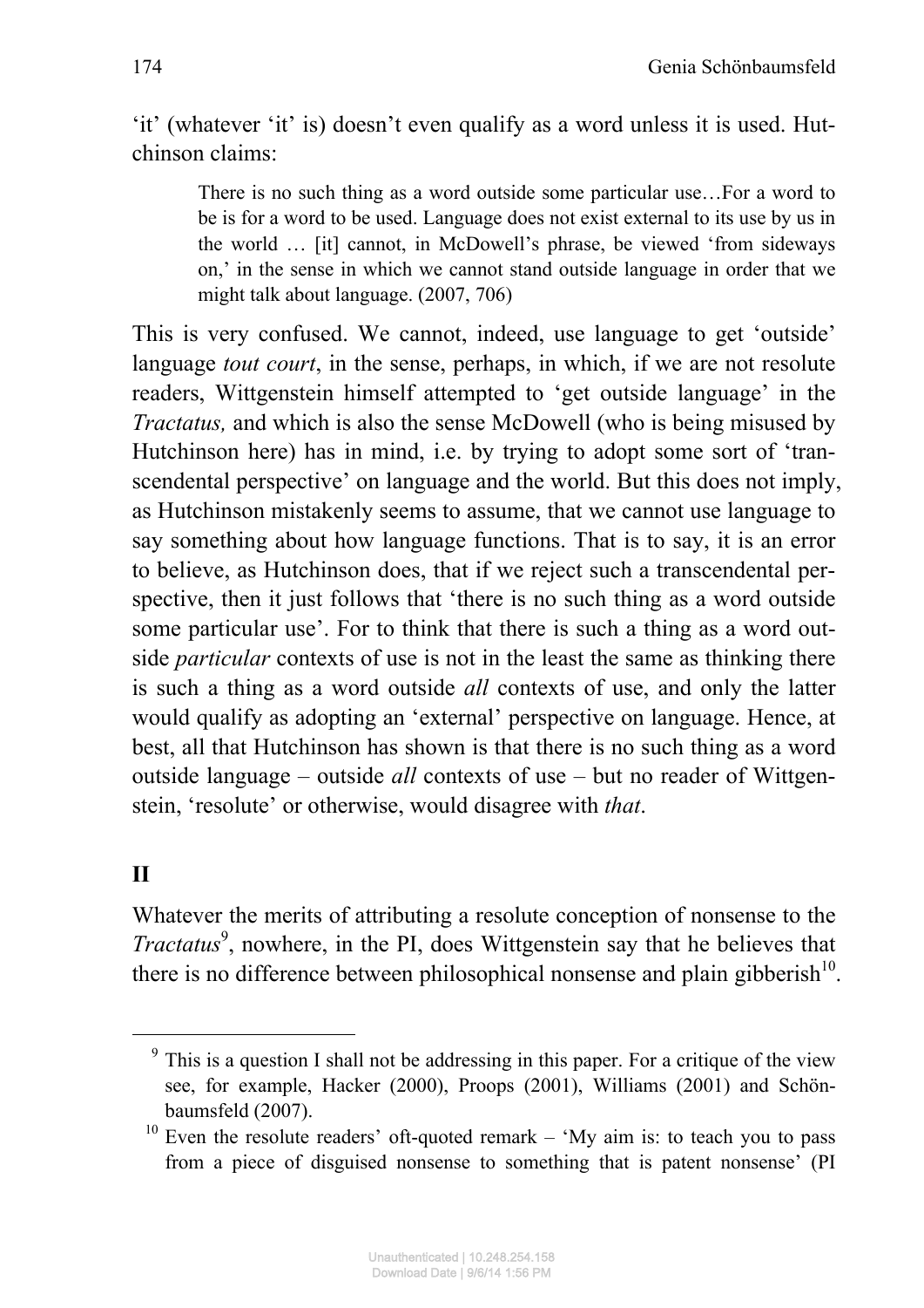'it' (whatever 'it' is) doesn't even qualify as a word unless it is used. Hutchinson claims:

> There is no such thing as a word outside some particular use…For a word to be is for a word to be used. Language does not exist external to its use by us in the world … [it] cannot, in McDowell's phrase, be viewed 'from sideways on,' in the sense in which we cannot stand outside language in order that we might talk about language. (2007, 706)

This is very confused. We cannot, indeed, use language to get 'outside' language *tout court*, in the sense, perhaps, in which, if we are not resolute readers, Wittgenstein himself attempted to 'get outside language' in the *Tractatus,* and which is also the sense McDowell (who is being misused by Hutchinson here) has in mind, i.e. by trying to adopt some sort of 'transcendental perspective' on language and the world. But this does not imply, as Hutchinson mistakenly seems to assume, that we cannot use language to say something about how language functions. That is to say, it is an error to believe, as Hutchinson does, that if we reject such a transcendental perspective, then it just follows that 'there is no such thing as a word outside some particular use'. For to think that there is such a thing as a word outside *particular* contexts of use is not in the least the same as thinking there is such a thing as a word outside *all* contexts of use, and only the latter would qualify as adopting an 'external' perspective on language. Hence, at best, all that Hutchinson has shown is that there is no such thing as a word outside language – outside *all* contexts of use – but no reader of Wittgenstein, 'resolute' or otherwise, would disagree with *that*.

## II

Whatever the merits of attributing a resolute conception of nonsense to the *Tractatus*[9], nowhere, in the PI, does Wittgenstein say that he believes that there is no difference between philosophical nonsense and plain gibberish[10].

---

[9] This is a question I shall not be addressing in this paper. For a critique of the view see, for example, Hacker (2000), Proops (2001), Williams (2001) and Schönbaumsfeld (2007).

[10] Even the resolute readers' oft-quoted remark – 'My aim is: to teach you to pass from a piece of disguised nonsense to something that is patent nonsense' (PI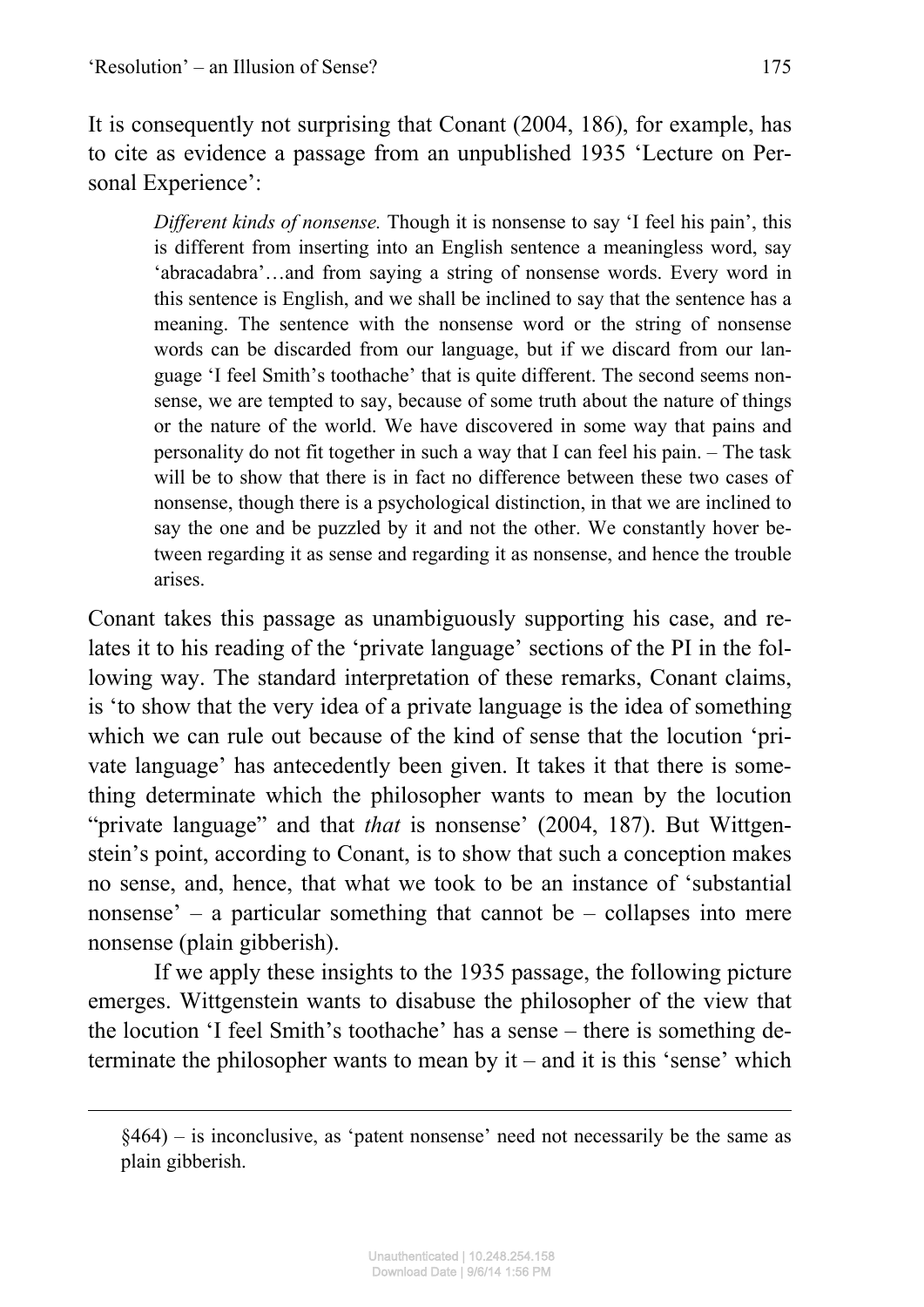It is consequently not surprising that Conant (2004, 186), for example, has to cite as evidence a passage from an unpublished 1935 'Lecture on Personal Experience':

> *Different kinds of nonsense.* Though it is nonsense to say 'I feel his pain', this is different from inserting into an English sentence a meaningless word, say 'abracadabra'…and from saying a string of nonsense words. Every word in this sentence is English, and we shall be inclined to say that the sentence has a meaning. The sentence with the nonsense word or the string of nonsense words can be discarded from our language, but if we discard from our language 'I feel Smith's toothache' that is quite different. The second seems nonsense, we are tempted to say, because of some truth about the nature of things or the nature of the world. We have discovered in some way that pains and personality do not fit together in such a way that I can feel his pain. – The task will be to show that there is in fact no difference between these two cases of nonsense, though there is a psychological distinction, in that we are inclined to say the one and be puzzled by it and not the other. We constantly hover between regarding it as sense and regarding it as nonsense, and hence the trouble arises.

Conant takes this passage as unambiguously supporting his case, and relates it to his reading of the 'private language' sections of the PI in the following way. The standard interpretation of these remarks, Conant claims, is 'to show that the very idea of a private language is the idea of something which we can rule out because of the kind of sense that the locution 'private language' has antecedently been given. It takes it that there is something determinate which the philosopher wants to mean by the locution "private language" and that *that* is nonsense' (2004, 187). But Wittgenstein's point, according to Conant, is to show that such a conception makes no sense, and, hence, that what we took to be an instance of 'substantial nonsense' – a particular something that cannot be – collapses into mere nonsense (plain gibberish).

If we apply these insights to the 1935 passage, the following picture emerges. Wittgenstein wants to disabuse the philosopher of the view that the locution 'I feel Smith's toothache' has a sense – there is something determinate the philosopher wants to mean by it – and it is this 'sense' which

§464) – is inconclusive, as 'patent nonsense' need not necessarily be the same as plain gibberish.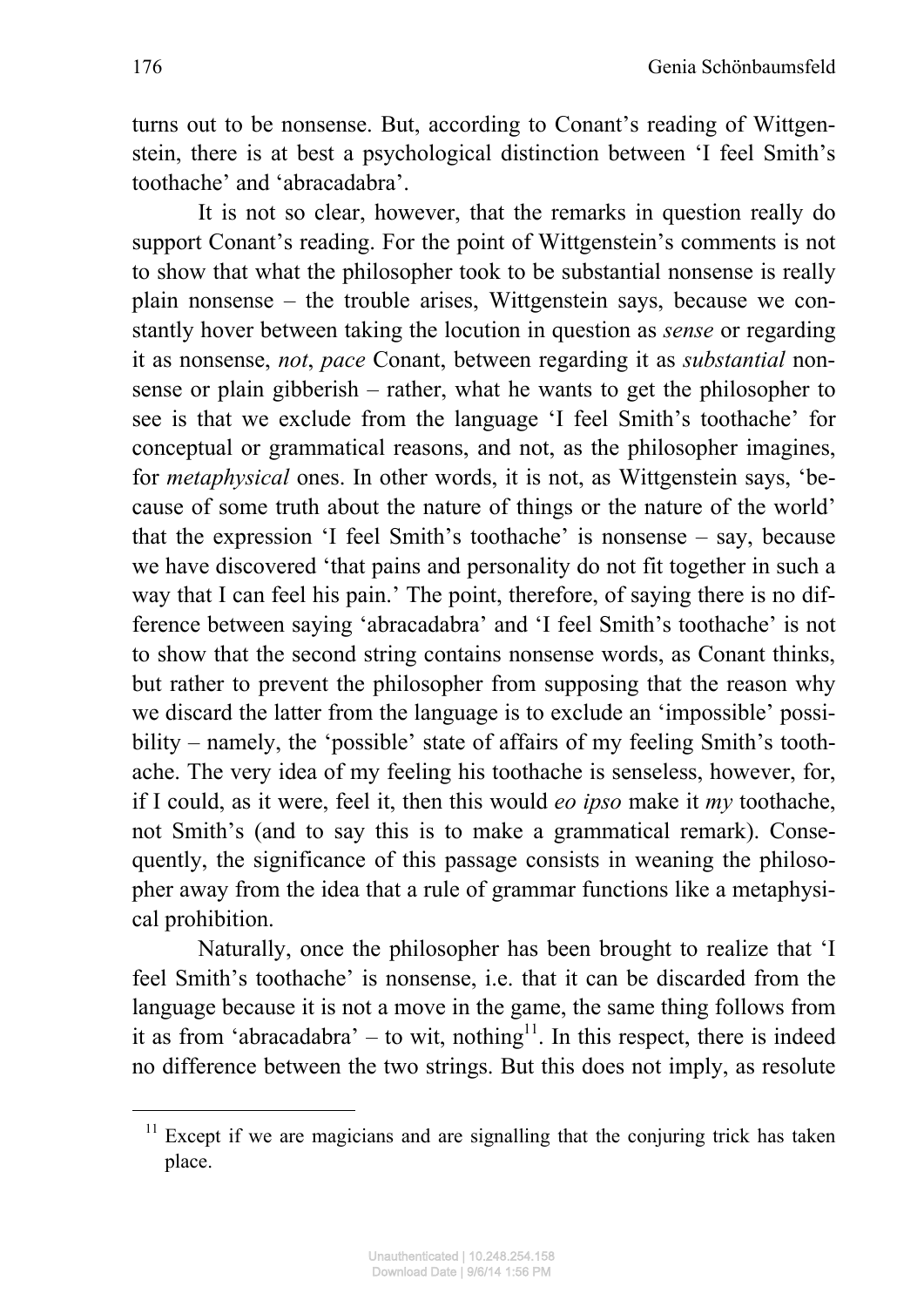turns out to be nonsense. But, according to Conant's reading of Wittgenstein, there is at best a psychological distinction between 'I feel Smith's toothache' and 'abracadabra'.

It is not so clear, however, that the remarks in question really do support Conant's reading. For the point of Wittgenstein's comments is not to show that what the philosopher took to be substantial nonsense is really plain nonsense – the trouble arises, Wittgenstein says, because we constantly hover between taking the locution in question as *sense* or regarding it as nonsense, *not*, *pace* Conant, between regarding it as *substantial* nonsense or plain gibberish – rather, what he wants to get the philosopher to see is that we exclude from the language 'I feel Smith's toothache' for conceptual or grammatical reasons, and not, as the philosopher imagines, for *metaphysical* ones. In other words, it is not, as Wittgenstein says, 'because of some truth about the nature of things or the nature of the world' that the expression 'I feel Smith's toothache' is nonsense – say, because we have discovered 'that pains and personality do not fit together in such a way that I can feel his pain.' The point, therefore, of saying there is no difference between saying 'abracadabra' and 'I feel Smith's toothache' is not to show that the second string contains nonsense words, as Conant thinks, but rather to prevent the philosopher from supposing that the reason why we discard the latter from the language is to exclude an 'impossible' possibility – namely, the 'possible' state of affairs of my feeling Smith's toothache. The very idea of my feeling his toothache is senseless, however, for, if I could, as it were, feel it, then this would *eo ipso* make it *my* toothache, not Smith's (and to say this is to make a grammatical remark). Consequently, the significance of this passage consists in weaning the philosopher away from the idea that a rule of grammar functions like a metaphysical prohibition.

Naturally, once the philosopher has been brought to realize that 'I feel Smith's toothache' is nonsense, i.e. that it can be discarded from the language because it is not a move in the game, the same thing follows from it as from 'abracadabra' – to wit, nothing[11]. In this respect, there is indeed no difference between the two strings. But this does not imply, as resolute

[11] Except if we are magicians and are signalling that the conjuring trick has taken place.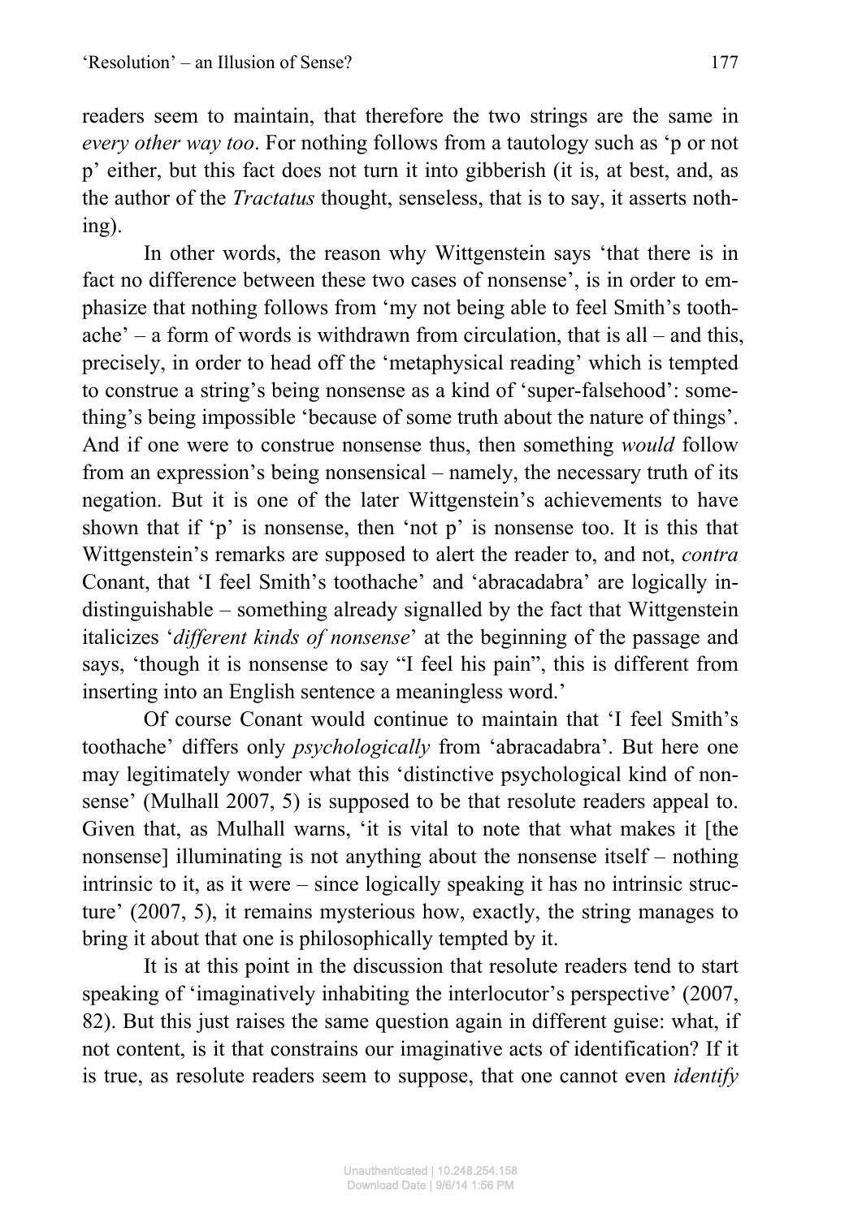readers seem to maintain, that therefore the two strings are the same in *every other way too*. For nothing follows from a tautology such as 'p or not p' either, but this fact does not turn it into gibberish (it is, at best, and, as the author of the *Tractatus* thought, senseless, that is to say, it asserts nothing).

In other words, the reason why Wittgenstein says 'that there is in fact no difference between these two cases of nonsense', is in order to emphasize that nothing follows from 'my not being able to feel Smith's toothache' – a form of words is withdrawn from circulation, that is all – and this, precisely, in order to head off the 'metaphysical reading' which is tempted to construe a string's being nonsense as a kind of 'super-falsehood': something's being impossible 'because of some truth about the nature of things'. And if one were to construe nonsense thus, then something *would* follow from an expression's being nonsensical – namely, the necessary truth of its negation. But it is one of the later Wittgenstein's achievements to have shown that if 'p' is nonsense, then 'not p' is nonsense too. It is this that Wittgenstein's remarks are supposed to alert the reader to, and not, *contra* Conant, that 'I feel Smith's toothache' and 'abracadabra' are logically indistinguishable – something already signalled by the fact that Wittgenstein italicizes '*different kinds of nonsense*' at the beginning of the passage and says, 'though it is nonsense to say "I feel his pain", this is different from inserting into an English sentence a meaningless word.'

Of course Conant would continue to maintain that 'I feel Smith's toothache' differs only *psychologically* from 'abracadabra'. But here one may legitimately wonder what this 'distinctive psychological kind of nonsense' (Mulhall 2007, 5) is supposed to be that resolute readers appeal to. Given that, as Mulhall warns, 'it is vital to note that what makes it [the nonsense] illuminating is not anything about the nonsense itself – nothing intrinsic to it, as it were – since logically speaking it has no intrinsic structure' (2007, 5), it remains mysterious how, exactly, the string manages to bring it about that one is philosophically tempted by it.

It is at this point in the discussion that resolute readers tend to start speaking of 'imaginatively inhabiting the interlocutor's perspective' (2007, 82). But this just raises the same question again in different guise: what, if not content, is it that constrains our imaginative acts of identification? If it is true, as resolute readers seem to suppose, that one cannot even *identify*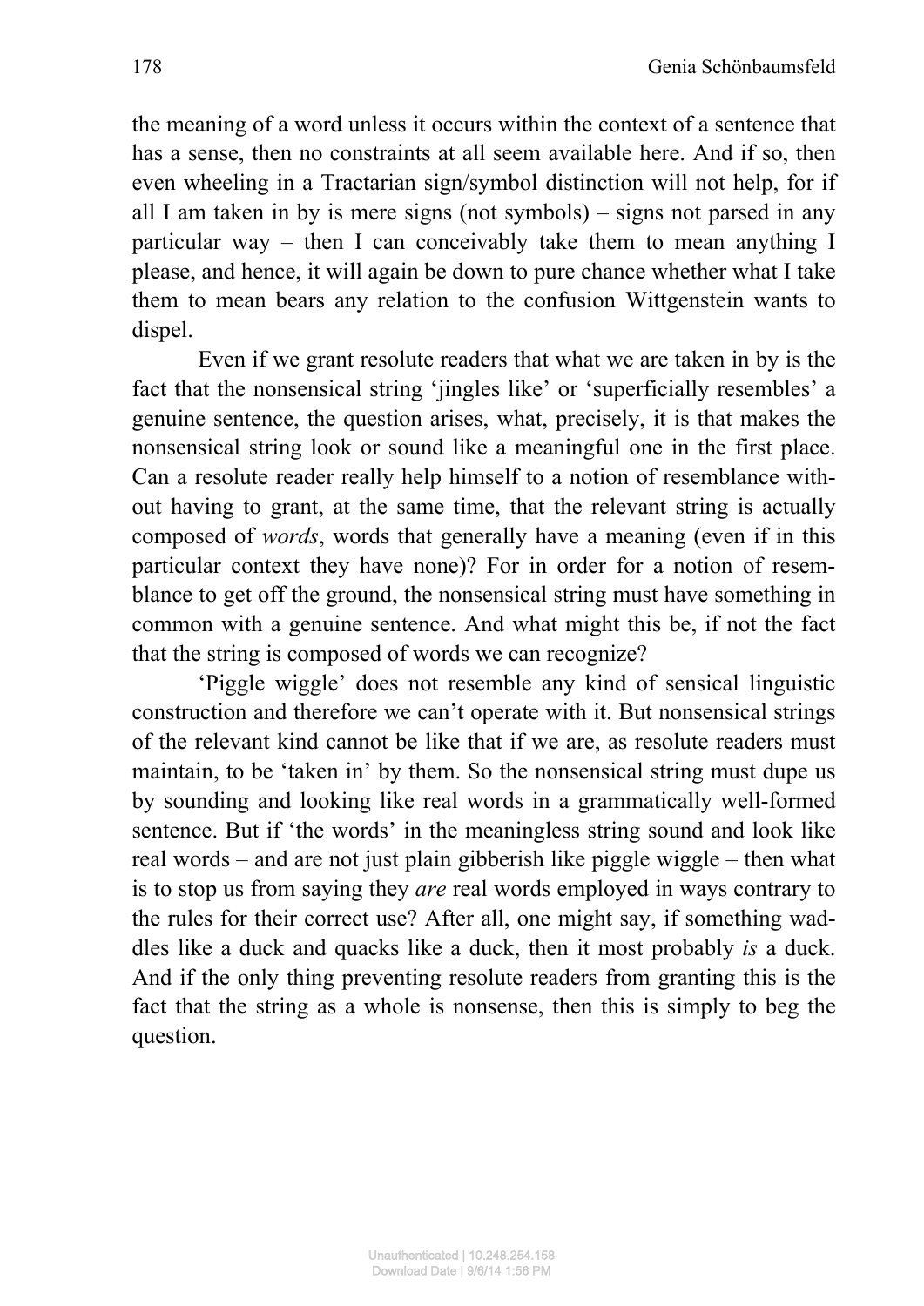the meaning of a word unless it occurs within the context of a sentence that has a sense, then no constraints at all seem available here. And if so, then even wheeling in a Tractarian sign/symbol distinction will not help, for if all I am taken in by is mere signs (not symbols) – signs not parsed in any particular way – then I can conceivably take them to mean anything I please, and hence, it will again be down to pure chance whether what I take them to mean bears any relation to the confusion Wittgenstein wants to dispel.

Even if we grant resolute readers that what we are taken in by is the fact that the nonsensical string 'jingles like' or 'superficially resembles' a genuine sentence, the question arises, what, precisely, it is that makes the nonsensical string look or sound like a meaningful one in the first place. Can a resolute reader really help himself to a notion of resemblance without having to grant, at the same time, that the relevant string is actually composed of *words*, words that generally have a meaning (even if in this particular context they have none)? For in order for a notion of resemblance to get off the ground, the nonsensical string must have something in common with a genuine sentence. And what might this be, if not the fact that the string is composed of words we can recognize?

'Piggle wiggle' does not resemble any kind of sensical linguistic construction and therefore we can't operate with it. But nonsensical strings of the relevant kind cannot be like that if we are, as resolute readers must maintain, to be 'taken in' by them. So the nonsensical string must dupe us by sounding and looking like real words in a grammatically well-formed sentence. But if 'the words' in the meaningless string sound and look like real words – and are not just plain gibberish like piggle wiggle – then what is to stop us from saying they *are* real words employed in ways contrary to the rules for their correct use? After all, one might say, if something waddles like a duck and quacks like a duck, then it most probably *is* a duck. And if the only thing preventing resolute readers from granting this is the fact that the string as a whole is nonsense, then this is simply to beg the question.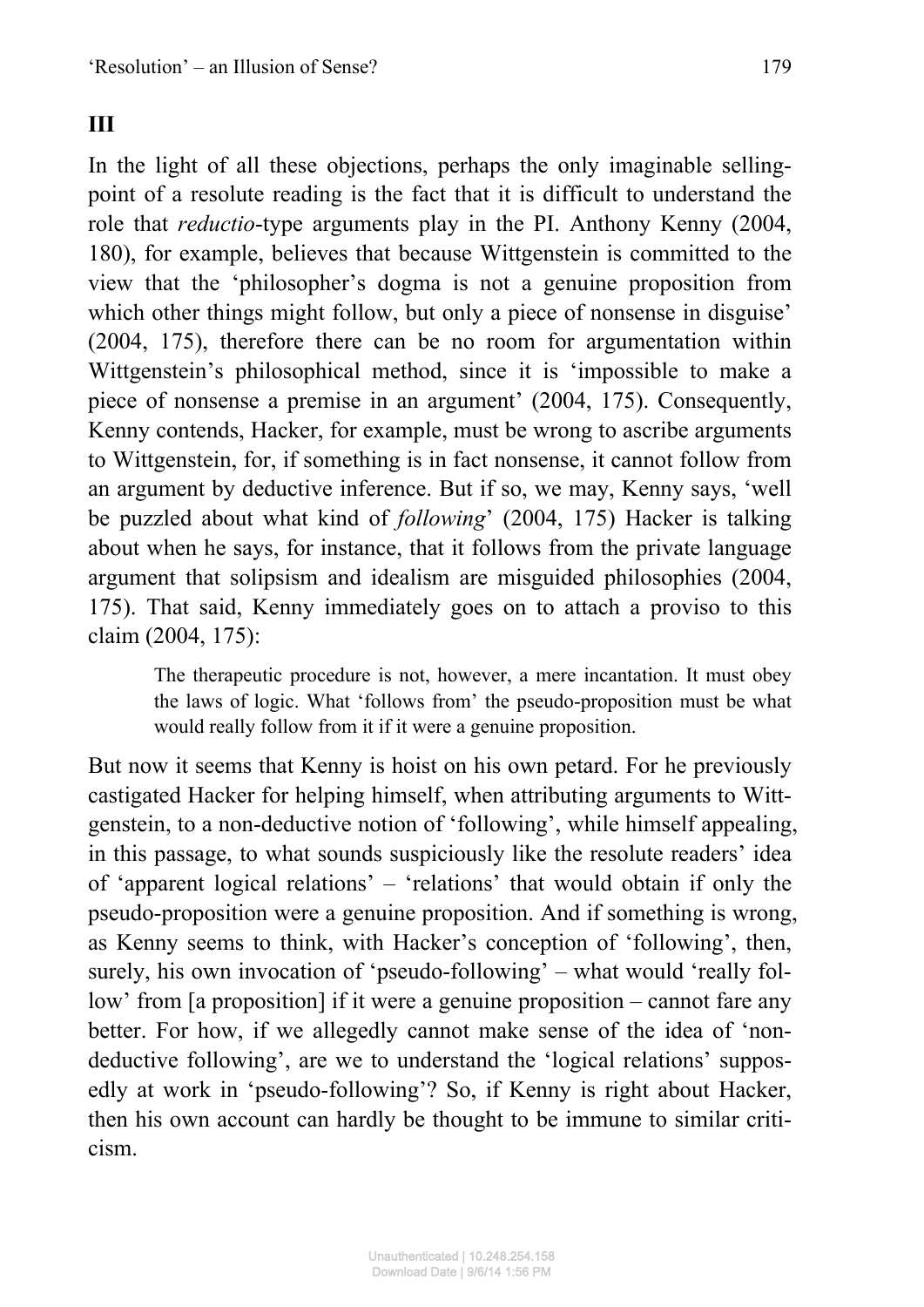## III

In the light of all these objections, perhaps the only imaginable selling-point of a resolute reading is the fact that it is difficult to understand the role that *reductio*-type arguments play in the PI. Anthony Kenny (2004, 180), for example, believes that because Wittgenstein is committed to the view that the 'philosopher's dogma is not a genuine proposition from which other things might follow, but only a piece of nonsense in disguise' (2004, 175), therefore there can be no room for argumentation within Wittgenstein's philosophical method, since it is 'impossible to make a piece of nonsense a premise in an argument' (2004, 175). Consequently, Kenny contends, Hacker, for example, must be wrong to ascribe arguments to Wittgenstein, for, if something is in fact nonsense, it cannot follow from an argument by deductive inference. But if so, we may, Kenny says, 'well be puzzled about what kind of *following*' (2004, 175) Hacker is talking about when he says, for instance, that it follows from the private language argument that solipsism and idealism are misguided philosophies (2004, 175). That said, Kenny immediately goes on to attach a proviso to this claim (2004, 175):

> The therapeutic procedure is not, however, a mere incantation. It must obey the laws of logic. What 'follows from' the pseudo-proposition must be what would really follow from it if it were a genuine proposition.

But now it seems that Kenny is hoist on his own petard. For he previously castigated Hacker for helping himself, when attributing arguments to Wittgenstein, to a non-deductive notion of 'following', while himself appealing, in this passage, to what sounds suspiciously like the resolute readers' idea of 'apparent logical relations' – 'relations' that would obtain if only the pseudo-proposition were a genuine proposition. And if something is wrong, as Kenny seems to think, with Hacker's conception of 'following', then, surely, his own invocation of 'pseudo-following' – what would 'really follow' from [a proposition] if it were a genuine proposition – cannot fare any better. For how, if we allegedly cannot make sense of the idea of 'non-deductive following', are we to understand the 'logical relations' supposedly at work in 'pseudo-following'? So, if Kenny is right about Hacker, then his own account can hardly be thought to be immune to similar criticism.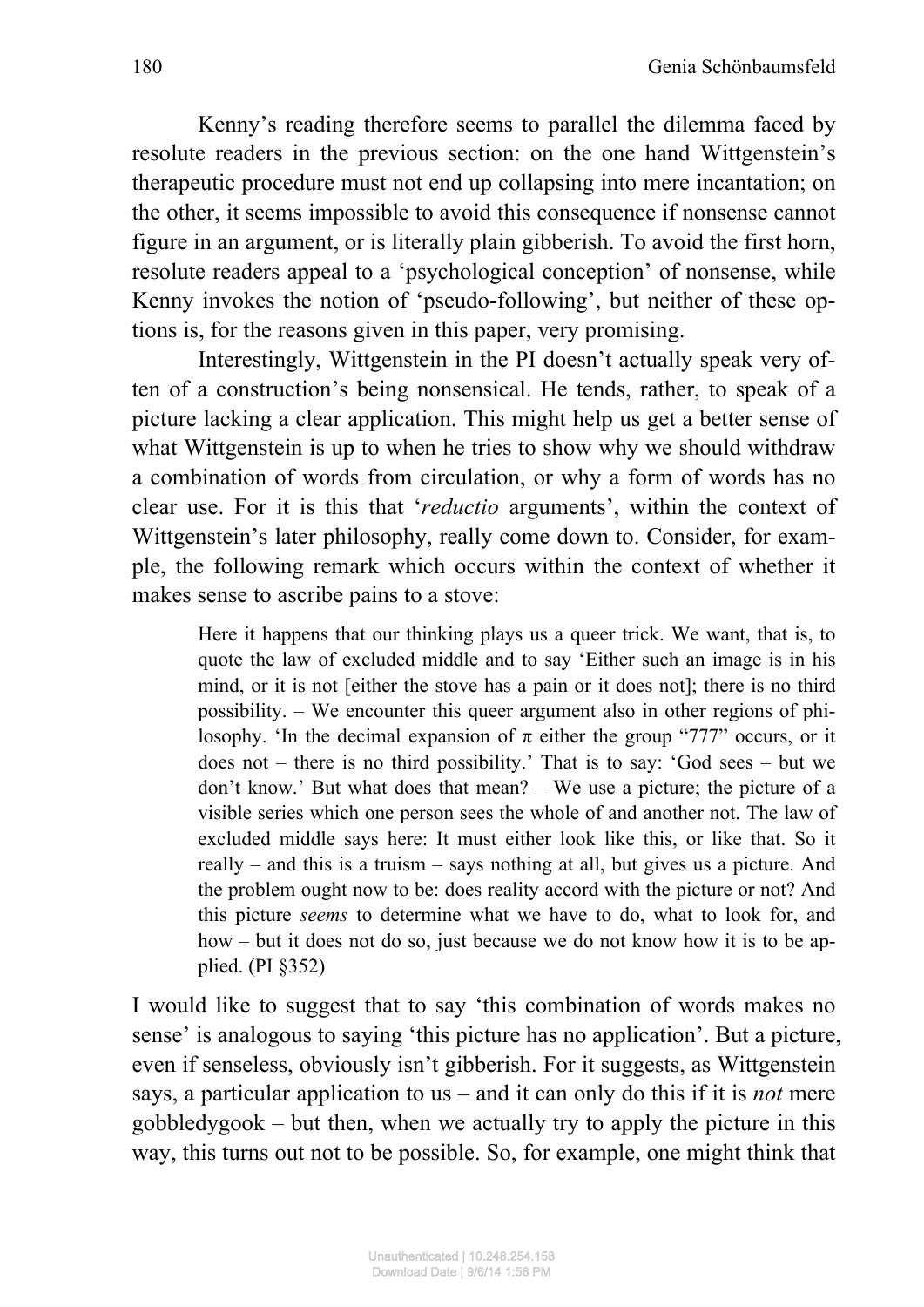Kenny's reading therefore seems to parallel the dilemma faced by resolute readers in the previous section: on the one hand Wittgenstein's therapeutic procedure must not end up collapsing into mere incantation; on the other, it seems impossible to avoid this consequence if nonsense cannot figure in an argument, or is literally plain gibberish. To avoid the first horn, resolute readers appeal to a 'psychological conception' of nonsense, while Kenny invokes the notion of 'pseudo-following', but neither of these options is, for the reasons given in this paper, very promising.

Interestingly, Wittgenstein in the PI doesn't actually speak very often of a construction's being nonsensical. He tends, rather, to speak of a picture lacking a clear application. This might help us get a better sense of what Wittgenstein is up to when he tries to show why we should withdraw a combination of words from circulation, or why a form of words has no clear use. For it is this that '*reductio* arguments', within the context of Wittgenstein's later philosophy, really come down to. Consider, for example, the following remark which occurs within the context of whether it makes sense to ascribe pains to a stove:

> Here it happens that our thinking plays us a queer trick. We want, that is, to quote the law of excluded middle and to say 'Either such an image is in his mind, or it is not [either the stove has a pain or it does not]; there is no third possibility. – We encounter this queer argument also in other regions of philosophy. 'In the decimal expansion of π either the group "777" occurs, or it does not – there is no third possibility.' That is to say: 'God sees – but we don't know.' But what does that mean? – We use a picture; the picture of a visible series which one person sees the whole of and another not. The law of excluded middle says here: It must either look like this, or like that. So it really – and this is a truism – says nothing at all, but gives us a picture. And the problem ought now to be: does reality accord with the picture or not? And this picture *seems* to determine what we have to do, what to look for, and how – but it does not do so, just because we do not know how it is to be applied. (PI §352)

I would like to suggest that to say 'this combination of words makes no sense' is analogous to saying 'this picture has no application'. But a picture, even if senseless, obviously isn't gibberish. For it suggests, as Wittgenstein says, a particular application to us – and it can only do this if it is *not* mere gobbledygook – but then, when we actually try to apply the picture in this way, this turns out not to be possible. So, for example, one might think that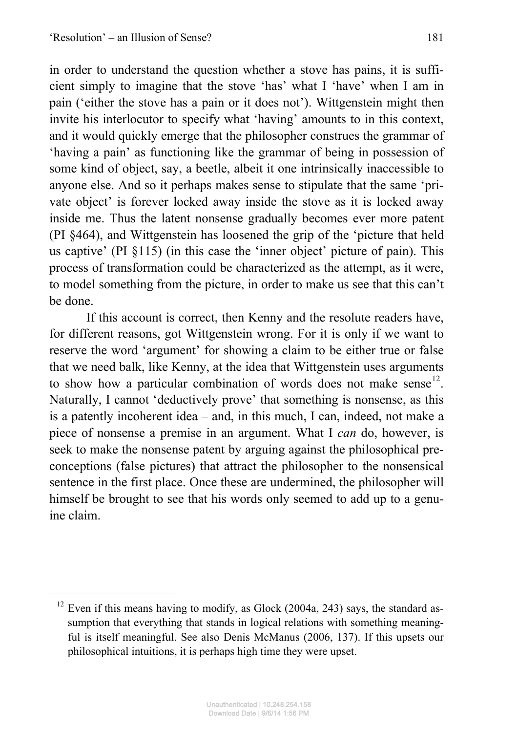in order to understand the question whether a stove has pains, it is sufficient simply to imagine that the stove 'has' what I 'have' when I am in pain ('either the stove has a pain or it does not'). Wittgenstein might then invite his interlocutor to specify what 'having' amounts to in this context, and it would quickly emerge that the philosopher construes the grammar of 'having a pain' as functioning like the grammar of being in possession of some kind of object, say, a beetle, albeit it one intrinsically inaccessible to anyone else. And so it perhaps makes sense to stipulate that the same 'private object' is forever locked away inside the stove as it is locked away inside me. Thus the latent nonsense gradually becomes ever more patent (PI §464), and Wittgenstein has loosened the grip of the 'picture that held us captive' (PI §115) (in this case the 'inner object' picture of pain). This process of transformation could be characterized as the attempt, as it were, to model something from the picture, in order to make us see that this can't be done.

If this account is correct, then Kenny and the resolute readers have, for different reasons, got Wittgenstein wrong. For it is only if we want to reserve the word 'argument' for showing a claim to be either true or false that we need balk, like Kenny, at the idea that Wittgenstein uses arguments to show how a particular combination of words does not make sense[12]. Naturally, I cannot 'deductively prove' that something is nonsense, as this is a patently incoherent idea – and, in this much, I can, indeed, not make a piece of nonsense a premise in an argument. What I *can* do, however, is seek to make the nonsense patent by arguing against the philosophical preconceptions (false pictures) that attract the philosopher to the nonsensical sentence in the first place. Once these are undermined, the philosopher will himself be brought to see that his words only seemed to add up to a genuine claim.

---

[12] Even if this means having to modify, as Glock (2004a, 243) says, the standard assumption that everything that stands in logical relations with something meaningful is itself meaningful. See also Denis McManus (2006, 137). If this upsets our philosophical intuitions, it is perhaps high time they were upset.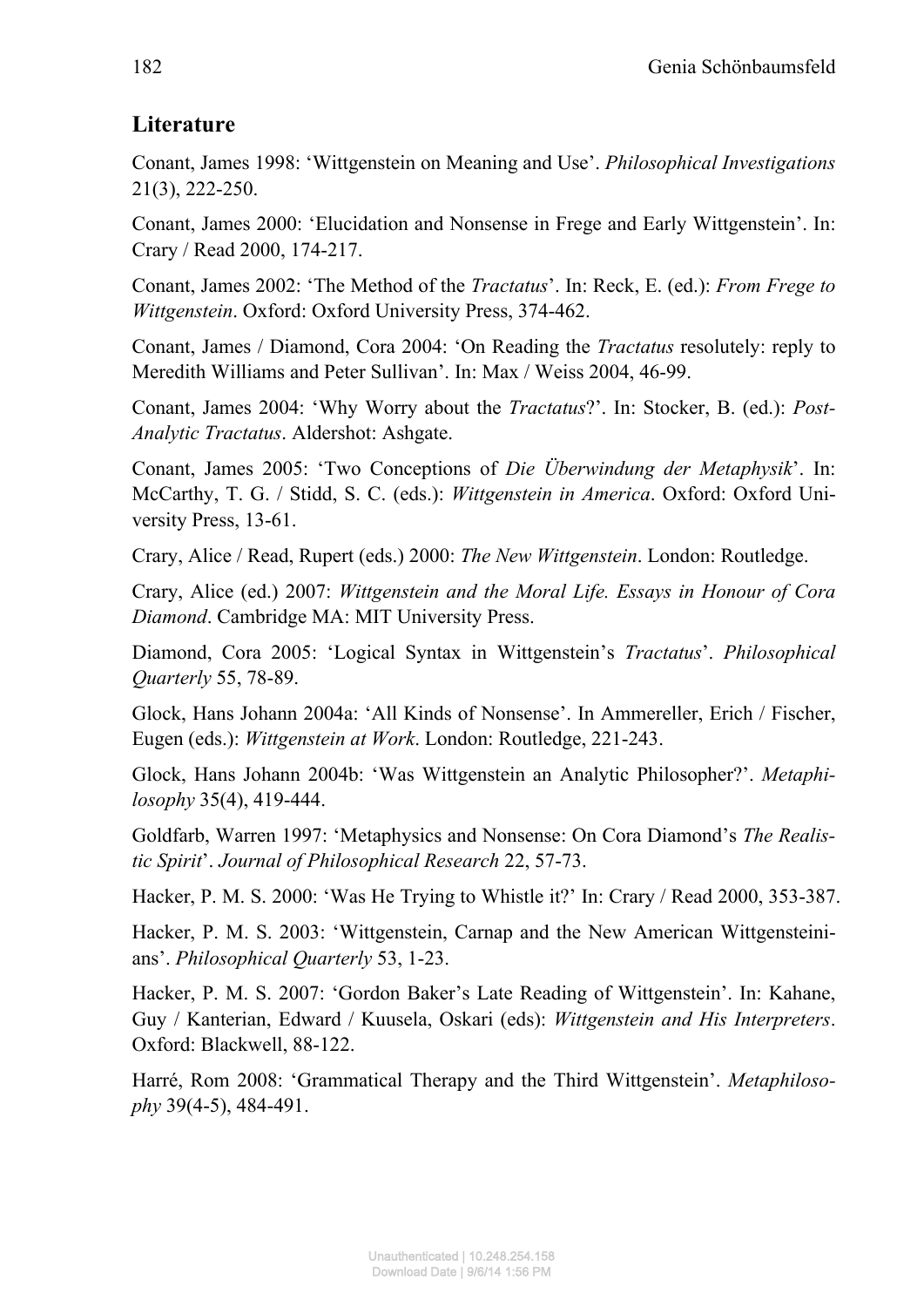## Literature

Conant, James 1998: 'Wittgenstein on Meaning and Use'. *Philosophical Investigations* 21(3), 222-250.

Conant, James 2000: 'Elucidation and Nonsense in Frege and Early Wittgenstein'. In: Crary / Read 2000, 174-217.

Conant, James 2002: 'The Method of the *Tractatus*'. In: Reck, E. (ed.): *From Frege to Wittgenstein*. Oxford: Oxford University Press, 374-462.

Conant, James / Diamond, Cora 2004: 'On Reading the *Tractatus* resolutely: reply to Meredith Williams and Peter Sullivan'. In: Max / Weiss 2004, 46-99.

Conant, James 2004: 'Why Worry about the *Tractatus*?'. In: Stocker, B. (ed.): *Post-Analytic Tractatus*. Aldershot: Ashgate.

Conant, James 2005: 'Two Conceptions of *Die Überwindung der Metaphysik*'. In: McCarthy, T. G. / Stidd, S. C. (eds.): *Wittgenstein in America*. Oxford: Oxford University Press, 13-61.

Crary, Alice / Read, Rupert (eds.) 2000: *The New Wittgenstein*. London: Routledge.

Crary, Alice (ed.) 2007: *Wittgenstein and the Moral Life. Essays in Honour of Cora Diamond*. Cambridge MA: MIT University Press.

Diamond, Cora 2005: 'Logical Syntax in Wittgenstein's *Tractatus*'. *Philosophical Quarterly* 55, 78-89.

Glock, Hans Johann 2004a: 'All Kinds of Nonsense'. In Ammereller, Erich / Fischer, Eugen (eds.): *Wittgenstein at Work*. London: Routledge, 221-243.

Glock, Hans Johann 2004b: 'Was Wittgenstein an Analytic Philosopher?'. *Metaphilosophy* 35(4), 419-444.

Goldfarb, Warren 1997: 'Metaphysics and Nonsense: On Cora Diamond's *The Realistic Spirit*'. *Journal of Philosophical Research* 22, 57-73.

Hacker, P. M. S. 2000: 'Was He Trying to Whistle it?' In: Crary / Read 2000, 353-387.

Hacker, P. M. S. 2003: 'Wittgenstein, Carnap and the New American Wittgensteinians'. *Philosophical Quarterly* 53, 1-23.

Hacker, P. M. S. 2007: 'Gordon Baker's Late Reading of Wittgenstein'. In: Kahane, Guy / Kanterian, Edward / Kuusela, Oskari (eds): *Wittgenstein and His Interpreters*. Oxford: Blackwell, 88-122.

Harré, Rom 2008: 'Grammatical Therapy and the Third Wittgenstein'. *Metaphilosophy* 39(4-5), 484-491.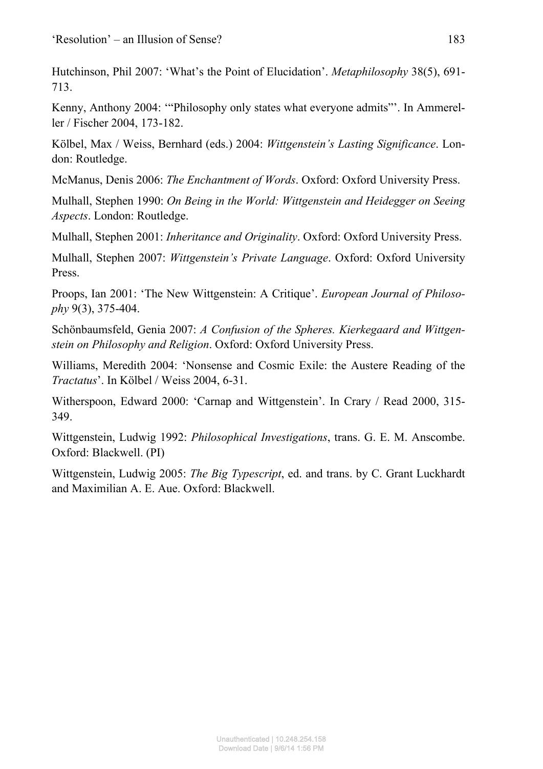Hutchinson, Phil 2007: 'What's the Point of Elucidation'. *Metaphilosophy* 38(5), 691-713.

Kenny, Anthony 2004: '"Philosophy only states what everyone admits"'. In Ammereller / Fischer 2004, 173-182.

Kölbel, Max / Weiss, Bernhard (eds.) 2004: *Wittgenstein's Lasting Significance*. London: Routledge.

McManus, Denis 2006: *The Enchantment of Words*. Oxford: Oxford University Press.

Mulhall, Stephen 1990: *On Being in the World: Wittgenstein and Heidegger on Seeing Aspects*. London: Routledge.

Mulhall, Stephen 2001: *Inheritance and Originality*. Oxford: Oxford University Press.

Mulhall, Stephen 2007: *Wittgenstein's Private Language*. Oxford: Oxford University Press.

Proops, Ian 2001: 'The New Wittgenstein: A Critique'. *European Journal of Philosophy* 9(3), 375-404.

Schönbaumsfeld, Genia 2007: *A Confusion of the Spheres. Kierkegaard and Wittgenstein on Philosophy and Religion*. Oxford: Oxford University Press.

Williams, Meredith 2004: 'Nonsense and Cosmic Exile: the Austere Reading of the *Tractatus*'. In Kölbel / Weiss 2004, 6-31.

Witherspoon, Edward 2000: 'Carnap and Wittgenstein'. In Crary / Read 2000, 315-349.

Wittgenstein, Ludwig 1992: *Philosophical Investigations*, trans. G. E. M. Anscombe. Oxford: Blackwell. (PI)

Wittgenstein, Ludwig 2005: *The Big Typescript*, ed. and trans. by C. Grant Luckhardt and Maximilian A. E. Aue. Oxford: Blackwell.